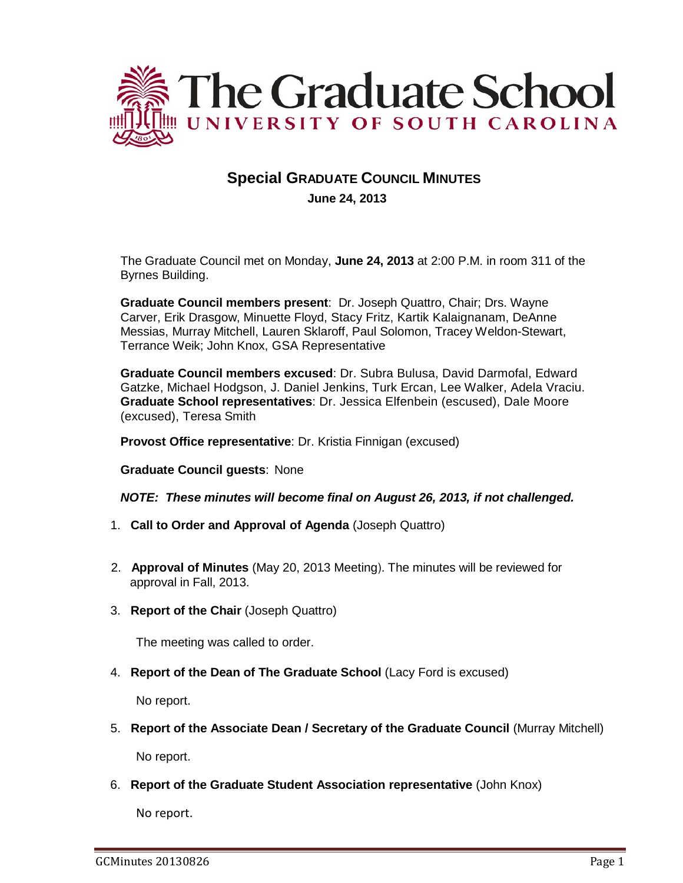# The Graduate School
UNIVERSITY OF SOUTH CAROLINA

## Special GRADUATE COUNCIL MINUTES

**June 24, 2013**

The Graduate Council met on Monday, **June 24, 2013** at 2:00 P.M. in room 311 of the Byrnes Building.

**Graduate Council members present**: Dr. Joseph Quattro, Chair; Drs. Wayne Carver, Erik Drasgow, Minuette Floyd, Stacy Fritz, Kartik Kalaignanam, DeAnne Messias, Murray Mitchell, Lauren Sklaroff, Paul Solomon, Tracey Weldon-Stewart, Terrance Weik; John Knox, GSA Representative

**Graduate Council members excused**: Dr. Subra Bulusa, David Darmofal, Edward Gatzke, Michael Hodgson, J. Daniel Jenkins, Turk Ercan, Lee Walker, Adela Vraciu.
**Graduate School representatives**: Dr. Jessica Elfenbein (escused), Dale Moore (excused), Teresa Smith

**Provost Office representative**: Dr. Kristia Finnigan (excused)

**Graduate Council guests**: None

***NOTE: These minutes will become final on August 26, 2013, if not challenged.***

1. **Call to Order and Approval of Agenda** (Joseph Quattro)

2. **Approval of Minutes** (May 20, 2013 Meeting). The minutes will be reviewed for approval in Fall, 2013.

3. **Report of the Chair** (Joseph Quattro)

   The meeting was called to order.

4. **Report of the Dean of The Graduate School** (Lacy Ford is excused)

   No report.

5. **Report of the Associate Dean / Secretary of the Graduate Council** (Murray Mitchell)

   No report.

6. **Report of the Graduate Student Association representative** (John Knox)

   No report.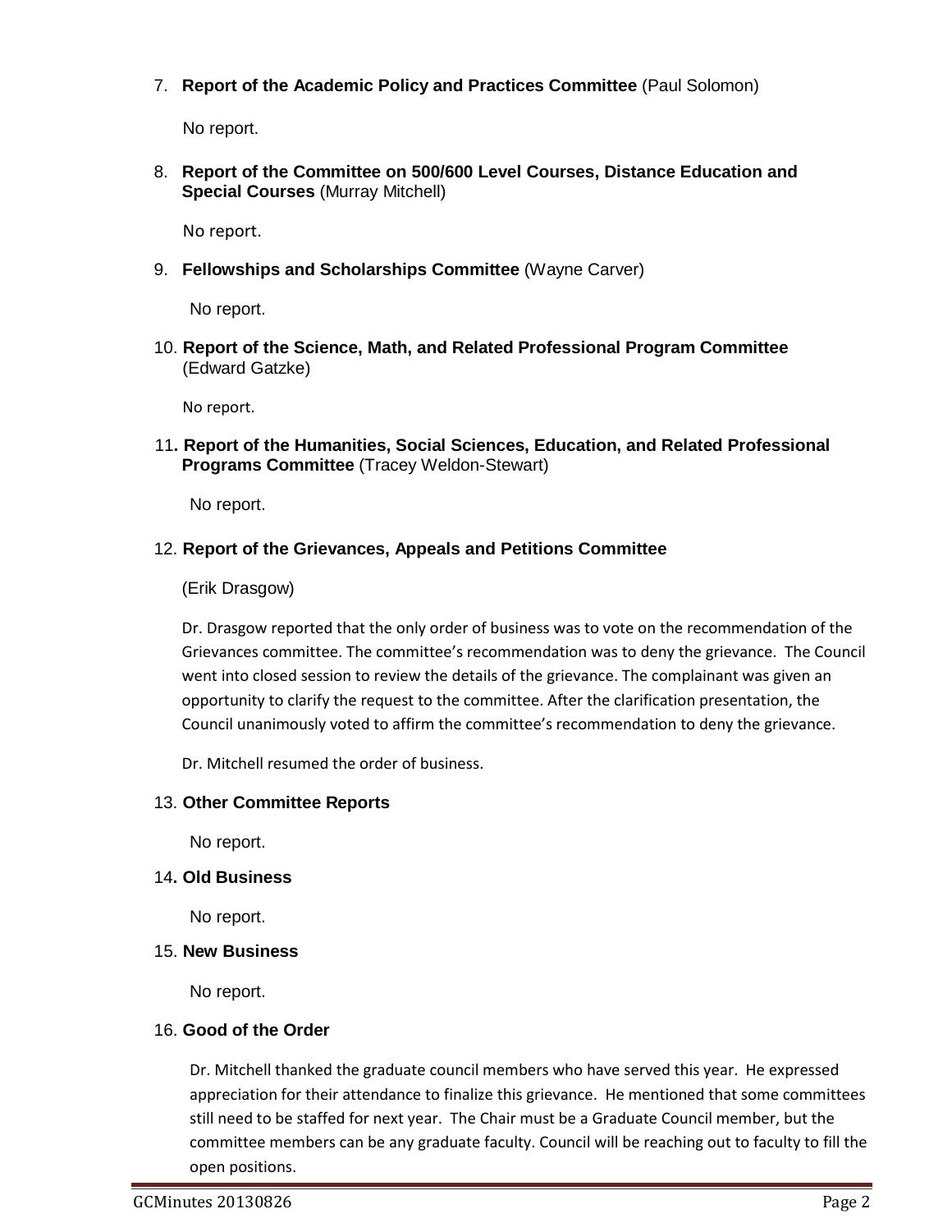7. **Report of the Academic Policy and Practices Committee** (Paul Solomon)

   No report.

8. **Report of the Committee on 500/600 Level Courses, Distance Education and Special Courses** (Murray Mitchell)

   No report.

9. **Fellowships and Scholarships Committee** (Wayne Carver)

   No report.

10. **Report of the Science, Math, and Related Professional Program Committee** (Edward Gatzke)

    No report.

11. **Report of the Humanities, Social Sciences, Education, and Related Professional Programs Committee** (Tracey Weldon-Stewart)

    No report.

12. **Report of the Grievances, Appeals and Petitions Committee**

    (Erik Drasgow)

    Dr. Drasgow reported that the only order of business was to vote on the recommendation of the Grievances committee. The committee's recommendation was to deny the grievance. The Council went into closed session to review the details of the grievance. The complainant was given an opportunity to clarify the request to the committee. After the clarification presentation, the Council unanimously voted to affirm the committee's recommendation to deny the grievance.

    Dr. Mitchell resumed the order of business.

13. **Other Committee Reports**

    No report.

14. **Old Business**

    No report.

15. **New Business**

    No report.

16. **Good of the Order**

    Dr. Mitchell thanked the graduate council members who have served this year. He expressed appreciation for their attendance to finalize this grievance. He mentioned that some committees still need to be staffed for next year. The Chair must be a Graduate Council member, but the committee members can be any graduate faculty. Council will be reaching out to faculty to fill the open positions.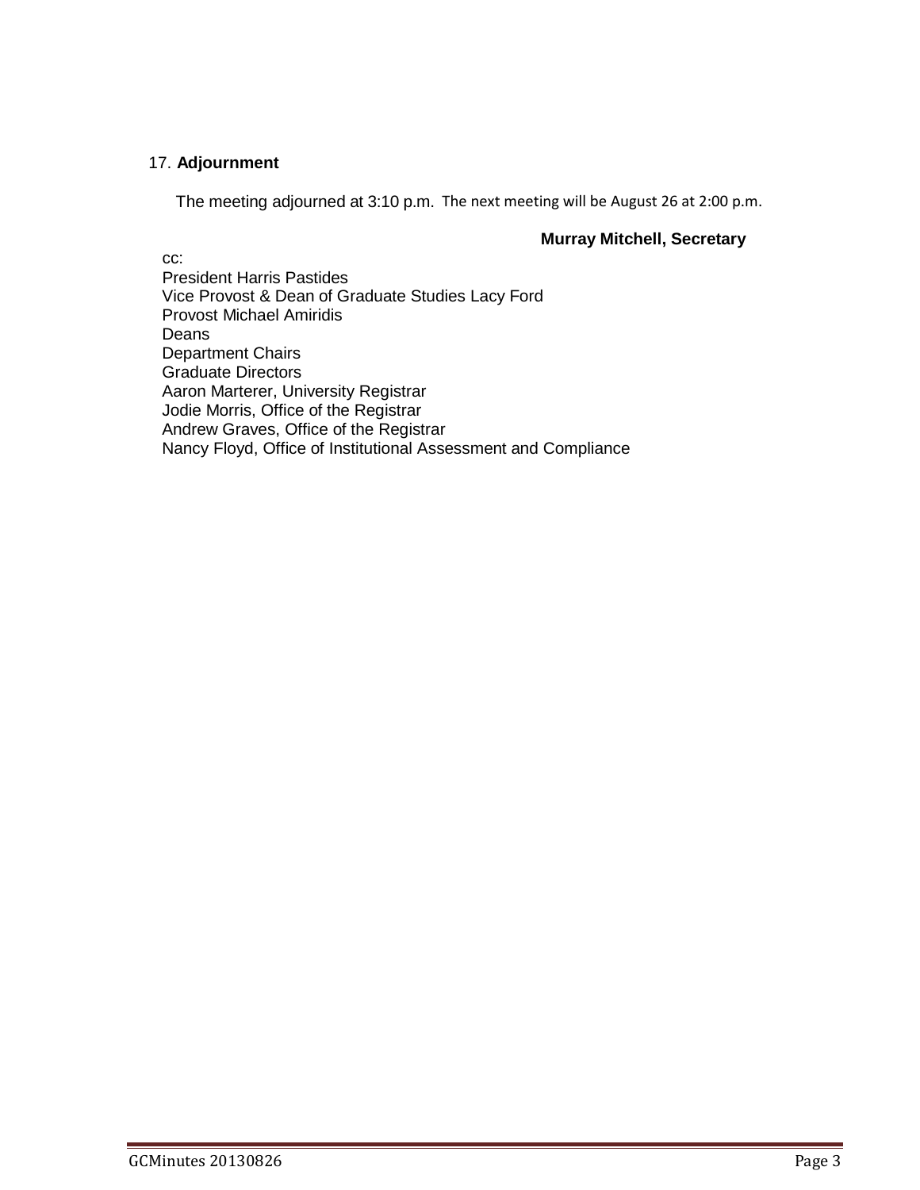17. **Adjournment**

The meeting adjourned at 3:10 p.m. The next meeting will be August 26 at 2:00 p.m.

**Murray Mitchell, Secretary**

cc:
President Harris Pastides
Vice Provost & Dean of Graduate Studies Lacy Ford
Provost Michael Amiridis
Deans
Department Chairs
Graduate Directors
Aaron Marterer, University Registrar
Jodie Morris, Office of the Registrar
Andrew Graves, Office of the Registrar
Nancy Floyd, Office of Institutional Assessment and Compliance